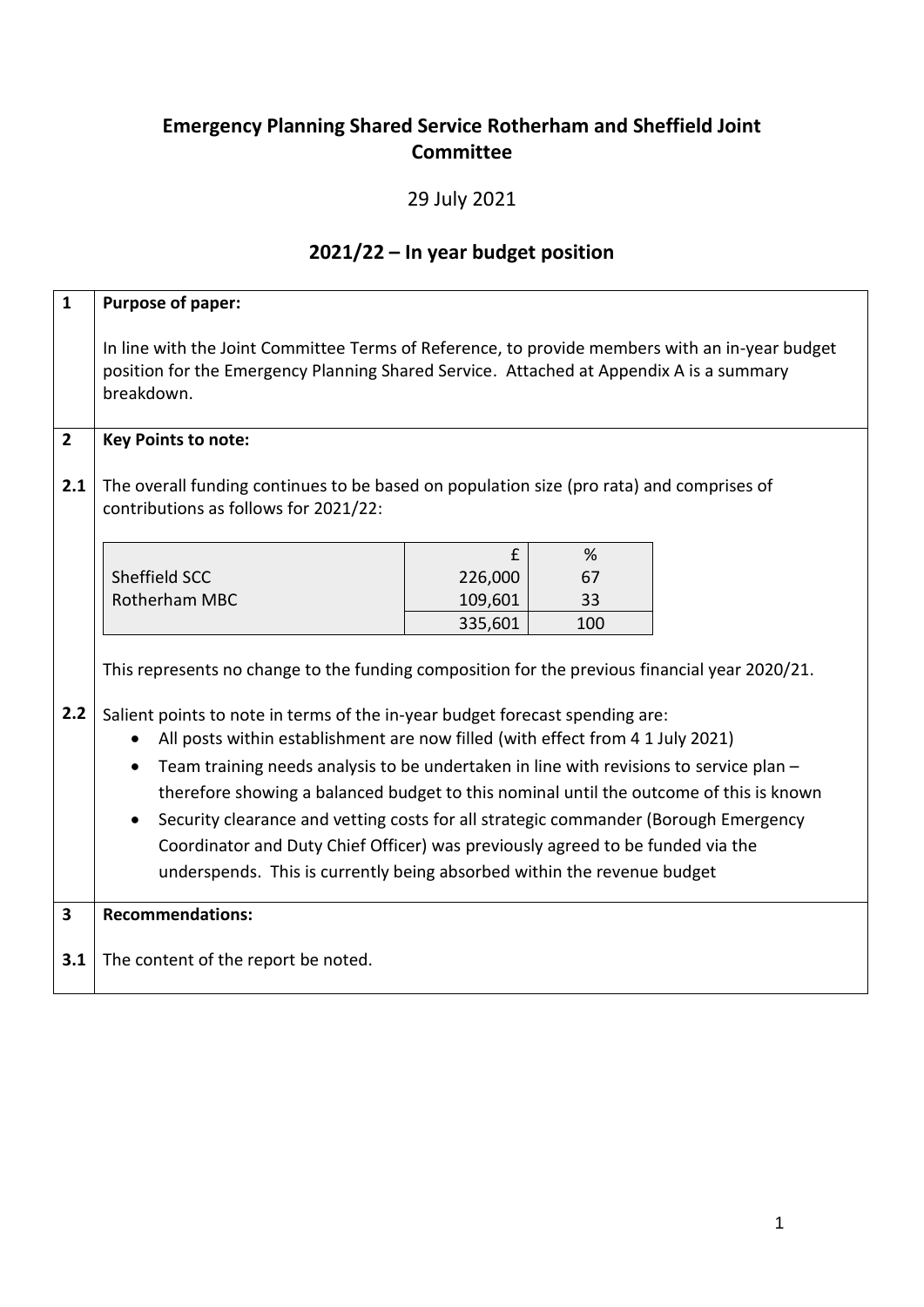# Emergency Planning Shared Service Rotherham and Sheffield Joint Committee

29 July 2021

## 2021/22 – In year budget position

**1 Purpose of paper:**

In line with the Joint Committee Terms of Reference, to provide members with an in-year budget position for the Emergency Planning Shared Service. Attached at Appendix A is a summary breakdown.

**2 Key Points to note:**

**2.1** The overall funding continues to be based on population size (pro rata) and comprises of contributions as follows for 2021/22:

| | £ | % |
|---|---|---|
| Sheffield SCC | 226,000 | 67 |
| Rotherham MBC | 109,601 | 33 |
| | 335,601 | 100 |

This represents no change to the funding composition for the previous financial year 2020/21.

**2.2** Salient points to note in terms of the in-year budget forecast spending are:

- All posts within establishment are now filled (with effect from 4 1 July 2021)
- Team training needs analysis to be undertaken in line with revisions to service plan – therefore showing a balanced budget to this nominal until the outcome of this is known
- Security clearance and vetting costs for all strategic commander (Borough Emergency Coordinator and Duty Chief Officer) was previously agreed to be funded via the underspends. This is currently being absorbed within the revenue budget

**3 Recommendations:**

**3.1** The content of the report be noted.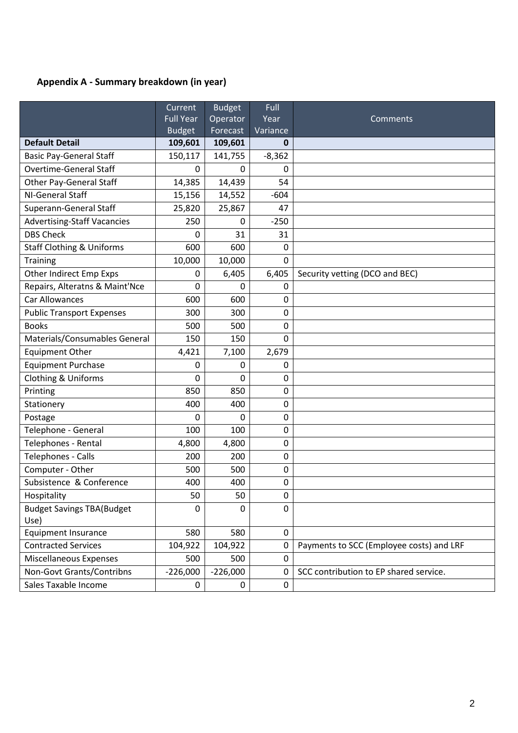**Appendix A - Summary breakdown (in year)**

| | Current Full Year Budget | Budget Operator Forecast | Full Year Variance | Comments |
|---|---|---|---|---|
| **Default Detail** | **109,601** | **109,601** | **0** | |
| Basic Pay-General Staff | 150,117 | 141,755 | -8,362 | |
| Overtime-General Staff | 0 | 0 | 0 | |
| Other Pay-General Staff | 14,385 | 14,439 | 54 | |
| NI-General Staff | 15,156 | 14,552 | -604 | |
| Superann-General Staff | 25,820 | 25,867 | 47 | |
| Advertising-Staff Vacancies | 250 | 0 | -250 | |
| DBS Check | 0 | 31 | 31 | |
| Staff Clothing & Uniforms | 600 | 600 | 0 | |
| Training | 10,000 | 10,000 | 0 | |
| Other Indirect Emp Exps | 0 | 6,405 | 6,405 | Security vetting (DCO and BEC) |
| Repairs, Alteratns & Maint'Nce | 0 | 0 | 0 | |
| Car Allowances | 600 | 600 | 0 | |
| Public Transport Expenses | 300 | 300 | 0 | |
| Books | 500 | 500 | 0 | |
| Materials/Consumables General | 150 | 150 | 0 | |
| Equipment Other | 4,421 | 7,100 | 2,679 | |
| Equipment Purchase | 0 | 0 | 0 | |
| Clothing & Uniforms | 0 | 0 | 0 | |
| Printing | 850 | 850 | 0 | |
| Stationery | 400 | 400 | 0 | |
| Postage | 0 | 0 | 0 | |
| Telephone - General | 100 | 100 | 0 | |
| Telephones - Rental | 4,800 | 4,800 | 0 | |
| Telephones - Calls | 200 | 200 | 0 | |
| Computer - Other | 500 | 500 | 0 | |
| Subsistence & Conference | 400 | 400 | 0 | |
| Hospitality | 50 | 50 | 0 | |
| Budget Savings TBA(Budget Use) | 0 | 0 | 0 | |
| Equipment Insurance | 580 | 580 | 0 | |
| Contracted Services | 104,922 | 104,922 | 0 | Payments to SCC (Employee costs) and LRF |
| Miscellaneous Expenses | 500 | 500 | 0 | |
| Non-Govt Grants/Contribns | -226,000 | -226,000 | 0 | SCC contribution to EP shared service. |
| Sales Taxable Income | 0 | 0 | 0 | |